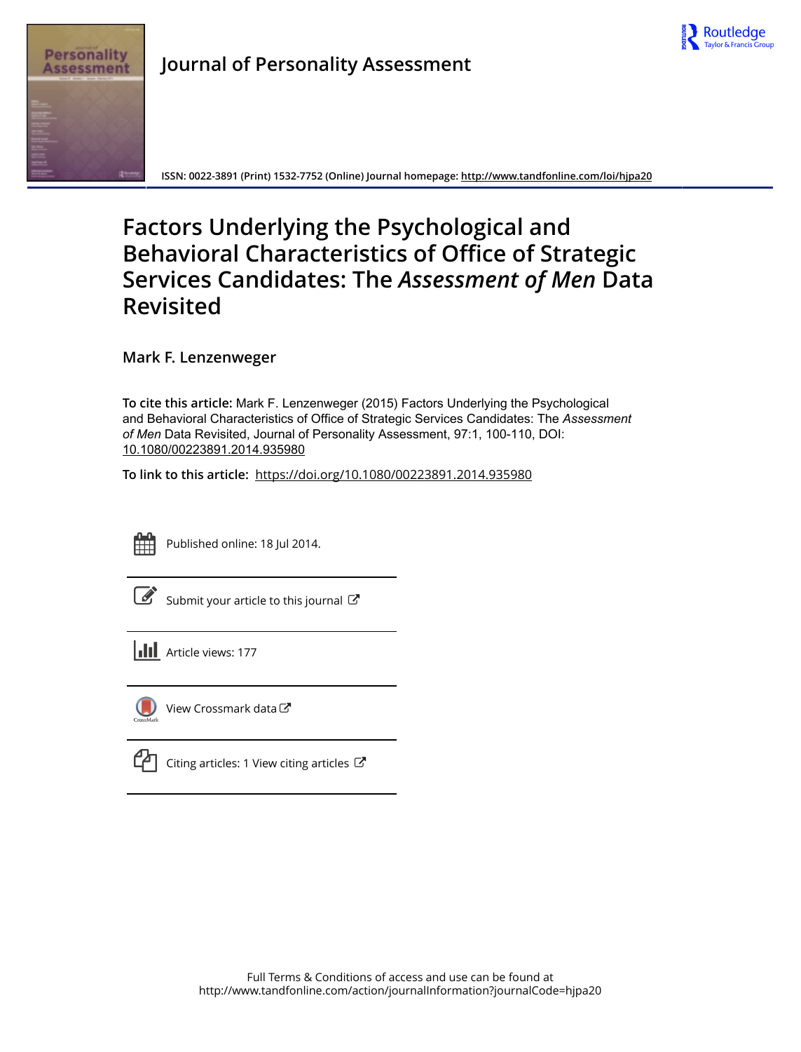Journal of Personality Assessment

ISSN: 0022-3891 (Print) 1532-7752 (Online) Journal homepage: http://www.tandfonline.com/loi/hjpa20

# Factors Underlying the Psychological and Behavioral Characteristics of Office of Strategic Services Candidates: The *Assessment of Men* Data Revisited

Mark F. Lenzenweger

**To cite this article:** Mark F. Lenzenweger (2015) Factors Underlying the Psychological and Behavioral Characteristics of Office of Strategic Services Candidates: The *Assessment of Men* Data Revisited, Journal of Personality Assessment, 97:1, 100-110, DOI: 10.1080/00223891.2014.935980

**To link to this article:** https://doi.org/10.1080/00223891.2014.935980

Published online: 18 Jul 2014.

Submit your article to this journal

Article views: 177

View Crossmark data

Citing articles: 1 View citing articles

Full Terms & Conditions of access and use can be found at http://www.tandfonline.com/action/journalInformation?journalCode=hjpa20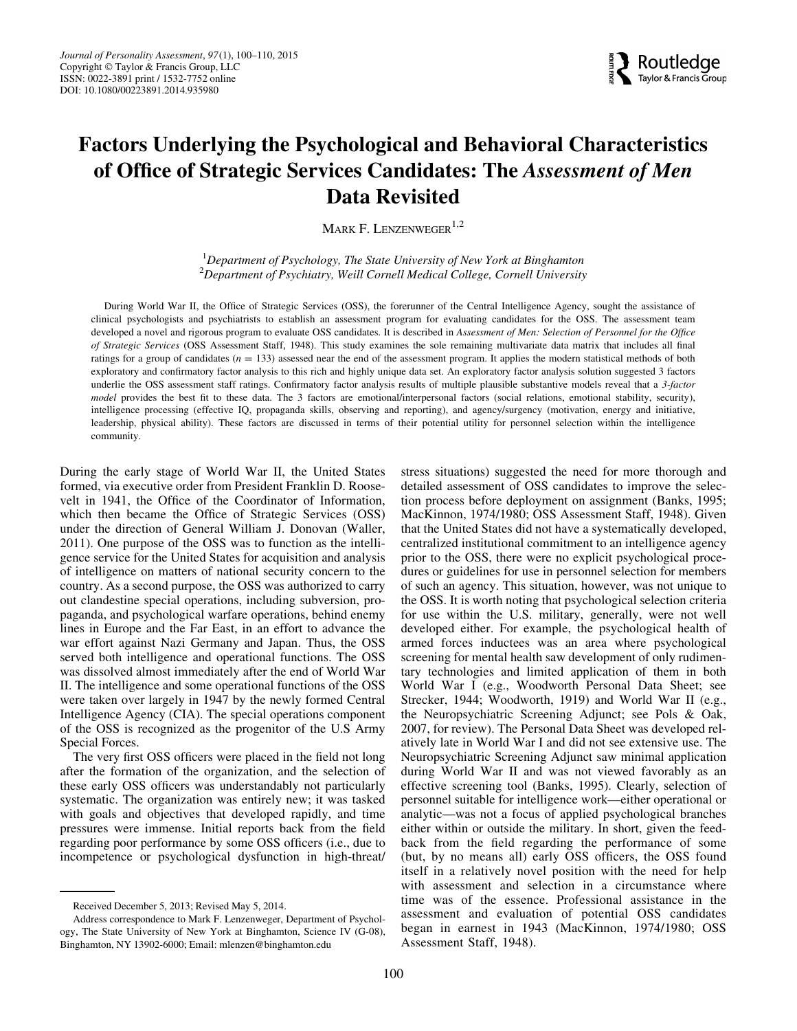# Factors Underlying the Psychological and Behavioral Characteristics of Office of Strategic Services Candidates: The *Assessment of Men* Data Revisited

Mark F. Lenzenweger[1,2]

[1]*Department of Psychology, The State University of New York at Binghamton*
[2]*Department of Psychiatry, Weill Cornell Medical College, Cornell University*

During World War II, the Office of Strategic Services (OSS), the forerunner of the Central Intelligence Agency, sought the assistance of clinical psychologists and psychiatrists to establish an assessment program for evaluating candidates for the OSS. The assessment team developed a novel and rigorous program to evaluate OSS candidates. It is described in *Assessment of Men: Selection of Personnel for the Office of Strategic Services* (OSS Assessment Staff, 1948). This study examines the sole remaining multivariate data matrix that includes all final ratings for a group of candidates ($n = 133$) assessed near the end of the assessment program. It applies the modern statistical methods of both exploratory and confirmatory factor analysis to this rich and highly unique data set. An exploratory factor analysis solution suggested 3 factors underlie the OSS assessment staff ratings. Confirmatory factor analysis results of multiple plausible substantive models reveal that a *3-factor model* provides the best fit to these data. The 3 factors are emotional/interpersonal factors (social relations, emotional stability, security), intelligence processing (effective IQ, propaganda skills, observing and reporting), and agency/surgency (motivation, energy and initiative, leadership, physical ability). These factors are discussed in terms of their potential utility for personnel selection within the intelligence community.

During the early stage of World War II, the United States formed, via executive order from President Franklin D. Roosevelt in 1941, the Office of the Coordinator of Information, which then became the Office of Strategic Services (OSS) under the direction of General William J. Donovan (Waller, 2011). One purpose of the OSS was to function as the intelligence service for the United States for acquisition and analysis of intelligence on matters of national security concern to the country. As a second purpose, the OSS was authorized to carry out clandestine special operations, including subversion, propaganda, and psychological warfare operations, behind enemy lines in Europe and the Far East, in an effort to advance the war effort against Nazi Germany and Japan. Thus, the OSS served both intelligence and operational functions. The OSS was dissolved almost immediately after the end of World War II. The intelligence and some operational functions of the OSS were taken over largely in 1947 by the newly formed Central Intelligence Agency (CIA). The special operations component of the OSS is recognized as the progenitor of the U.S Army Special Forces.

The very first OSS officers were placed in the field not long after the formation of the organization, and the selection of these early OSS officers was understandably not particularly systematic. The organization was entirely new; it was tasked with goals and objectives that developed rapidly, and time pressures were immense. Initial reports back from the field regarding poor performance by some OSS officers (i.e., due to incompetence or psychological dysfunction in high-threat/stress situations) suggested the need for more thorough and detailed assessment of OSS candidates to improve the selection process before deployment on assignment (Banks, 1995; MacKinnon, 1974/1980; OSS Assessment Staff, 1948). Given that the United States did not have a systematically developed, centralized institutional commitment to an intelligence agency prior to the OSS, there were no explicit psychological procedures or guidelines for use in personnel selection for members of such an agency. This situation, however, was not unique to the OSS. It is worth noting that psychological selection criteria for use within the U.S. military, generally, were not well developed either. For example, the psychological health of armed forces inductees was an area where psychological screening for mental health saw development of only rudimentary technologies and limited application of them in both World War I (e.g., Woodworth Personal Data Sheet; see Strecker, 1944; Woodworth, 1919) and World War II (e.g., the Neuropsychiatric Screening Adjunct; see Pols & Oak, 2007, for review). The Personal Data Sheet was developed relatively late in World War I and did not see extensive use. The Neuropsychiatric Screening Adjunct saw minimal application during World War II and was not viewed favorably as an effective screening tool (Banks, 1995). Clearly, selection of personnel suitable for intelligence work—either operational or analytic—was not a focus of applied psychological branches either within or outside the military. In short, given the feedback from the field regarding the performance of some (but, by no means all) early OSS officers, the OSS found itself in a relatively novel position with the need for help with assessment and selection in a circumstance where time was of the essence. Professional assistance in the assessment and evaluation of potential OSS candidates began in earnest in 1943 (MacKinnon, 1974/1980; OSS Assessment Staff, 1948).

Received December 5, 2013; Revised May 5, 2014.

Address correspondence to Mark F. Lenzenweger, Department of Psychology, The State University of New York at Binghamton, Science IV (G-08), Binghamton, NY 13902-6000; Email: mlenzen@binghamton.edu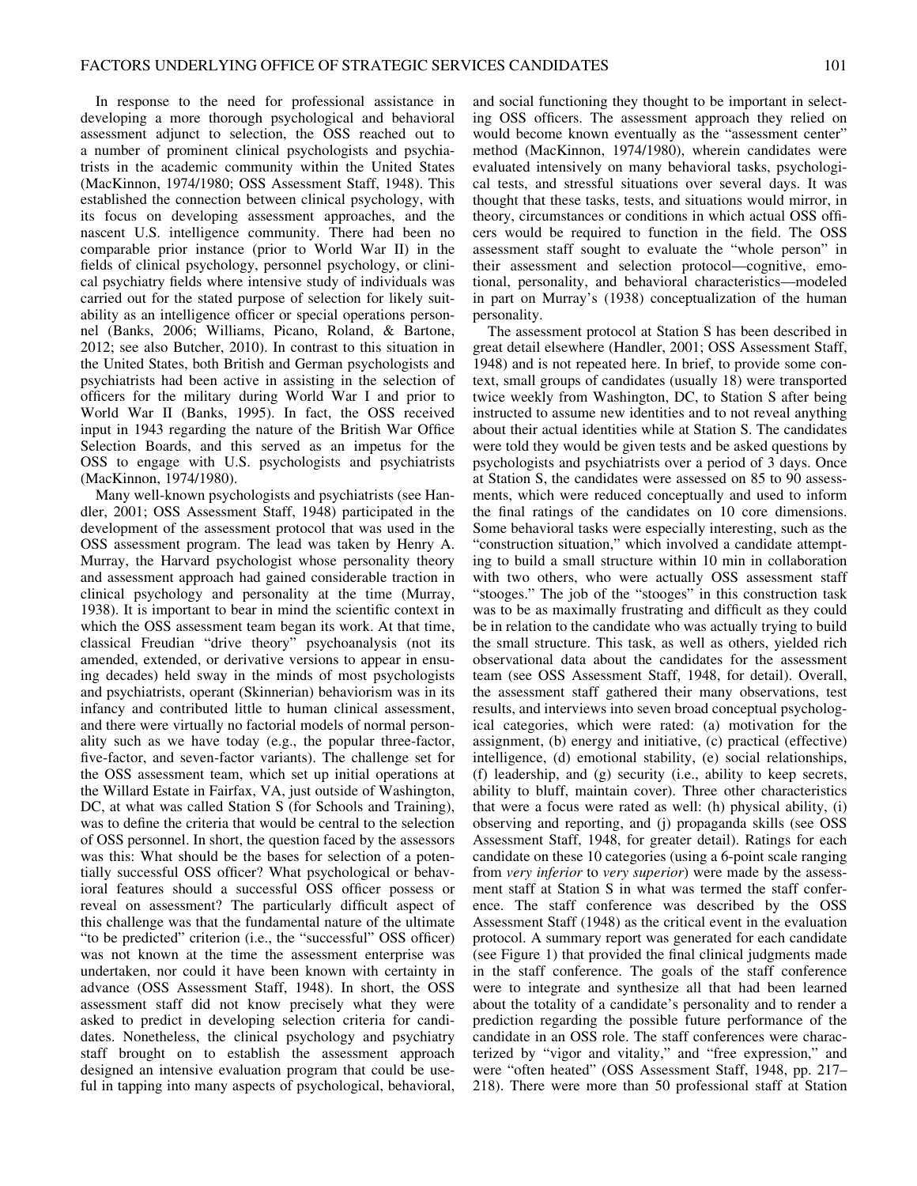In response to the need for professional assistance in developing a more thorough psychological and behavioral assessment adjunct to selection, the OSS reached out to a number of prominent clinical psychologists and psychiatrists in the academic community within the United States (MacKinnon, 1974/1980; OSS Assessment Staff, 1948). This established the connection between clinical psychology, with its focus on developing assessment approaches, and the nascent U.S. intelligence community. There had been no comparable prior instance (prior to World War II) in the fields of clinical psychology, personnel psychology, or clinical psychiatry fields where intensive study of individuals was carried out for the stated purpose of selection for likely suitability as an intelligence officer or special operations personnel (Banks, 2006; Williams, Picano, Roland, & Bartone, 2012; see also Butcher, 2010). In contrast to this situation in the United States, both British and German psychologists and psychiatrists had been active in assisting in the selection of officers for the military during World War I and prior to World War II (Banks, 1995). In fact, the OSS received input in 1943 regarding the nature of the British War Office Selection Boards, and this served as an impetus for the OSS to engage with U.S. psychologists and psychiatrists (MacKinnon, 1974/1980).

Many well-known psychologists and psychiatrists (see Handler, 2001; OSS Assessment Staff, 1948) participated in the development of the assessment protocol that was used in the OSS assessment program. The lead was taken by Henry A. Murray, the Harvard psychologist whose personality theory and assessment approach had gained considerable traction in clinical psychology and personality at the time (Murray, 1938). It is important to bear in mind the scientific context in which the OSS assessment team began its work. At that time, classical Freudian "drive theory" psychoanalysis (not its amended, extended, or derivative versions to appear in ensuing decades) held sway in the minds of most psychologists and psychiatrists, operant (Skinnerian) behaviorism was in its infancy and contributed little to human clinical assessment, and there were virtually no factorial models of normal personality such as we have today (e.g., the popular three-factor, five-factor, and seven-factor variants). The challenge set for the OSS assessment team, which set up initial operations at the Willard Estate in Fairfax, VA, just outside of Washington, DC, at what was called Station S (for Schools and Training), was to define the criteria that would be central to the selection of OSS personnel. In short, the question faced by the assessors was this: What should be the bases for selection of a potentially successful OSS officer? What psychological or behavioral features should a successful OSS officer possess or reveal on assessment? The particularly difficult aspect of this challenge was that the fundamental nature of the ultimate "to be predicted" criterion (i.e., the "successful" OSS officer) was not known at the time the assessment enterprise was undertaken, nor could it have been known with certainty in advance (OSS Assessment Staff, 1948). In short, the OSS assessment staff did not know precisely what they were asked to predict in developing selection criteria for candidates. Nonetheless, the clinical psychology and psychiatry staff brought on to establish the assessment approach designed an intensive evaluation program that could be useful in tapping into many aspects of psychological, behavioral, and social functioning they thought to be important in selecting OSS officers. The assessment approach they relied on would become known eventually as the "assessment center" method (MacKinnon, 1974/1980), wherein candidates were evaluated intensively on many behavioral tasks, psychological tests, and stressful situations over several days. It was thought that these tasks, tests, and situations would mirror, in theory, circumstances or conditions in which actual OSS officers would be required to function in the field. The OSS assessment staff sought to evaluate the "whole person" in their assessment and selection protocol—cognitive, emotional, personality, and behavioral characteristics—modeled in part on Murray's (1938) conceptualization of the human personality.

The assessment protocol at Station S has been described in great detail elsewhere (Handler, 2001; OSS Assessment Staff, 1948) and is not repeated here. In brief, to provide some context, small groups of candidates (usually 18) were transported twice weekly from Washington, DC, to Station S after being instructed to assume new identities and to not reveal anything about their actual identities while at Station S. The candidates were told they would be given tests and be asked questions by psychologists and psychiatrists over a period of 3 days. Once at Station S, the candidates were assessed on 85 to 90 assessments, which were reduced conceptually and used to inform the final ratings of the candidates on 10 core dimensions. Some behavioral tasks were especially interesting, such as the "construction situation," which involved a candidate attempting to build a small structure within 10 min in collaboration with two others, who were actually OSS assessment staff "stooges." The job of the "stooges" in this construction task was to be as maximally frustrating and difficult as they could be in relation to the candidate who was actually trying to build the small structure. This task, as well as others, yielded rich observational data about the candidates for the assessment team (see OSS Assessment Staff, 1948, for detail). Overall, the assessment staff gathered their many observations, test results, and interviews into seven broad conceptual psychological categories, which were rated: (a) motivation for the assignment, (b) energy and initiative, (c) practical (effective) intelligence, (d) emotional stability, (e) social relationships, (f) leadership, and (g) security (i.e., ability to keep secrets, ability to bluff, maintain cover). Three other characteristics that were a focus were rated as well: (h) physical ability, (i) observing and reporting, and (j) propaganda skills (see OSS Assessment Staff, 1948, for greater detail). Ratings for each candidate on these 10 categories (using a 6-point scale ranging from *very inferior* to *very superior*) were made by the assessment staff at Station S in what was termed the staff conference. The staff conference was described by the OSS Assessment Staff (1948) as the critical event in the evaluation protocol. A summary report was generated for each candidate (see Figure 1) that provided the final clinical judgments made in the staff conference. The goals of the staff conference were to integrate and synthesize all that had been learned about the totality of a candidate's personality and to render a prediction regarding the possible future performance of the candidate in an OSS role. The staff conferences were characterized by "vigor and vitality," and "free expression," and were "often heated" (OSS Assessment Staff, 1948, pp. 217–218). There were more than 50 professional staff at Station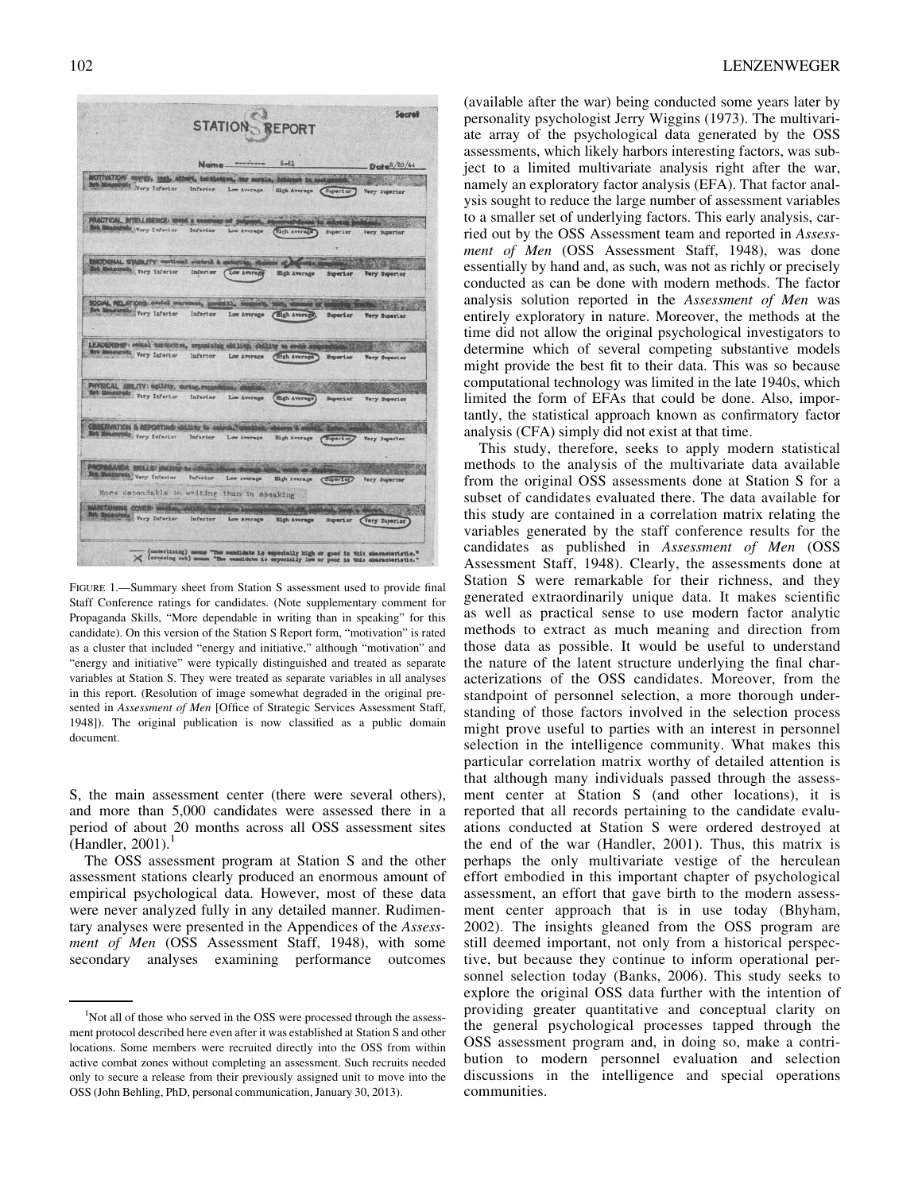FIGURE 1.—Summary sheet from Station S assessment used to provide final Staff Conference ratings for candidates. (Note supplementary comment for Propaganda Skills, "More dependable in writing than in speaking" for this candidate). On this version of the Station S Report form, "motivation" is rated as a cluster that included "energy and initiative," although "motivation" and "energy and initiative" were typically distinguished and treated as separate variables at Station S. They were treated as separate variables in all analyses in this report. (Resolution of image somewhat degraded in the original presented in *Assessment of Men* [Office of Strategic Services Assessment Staff, 1948]). The original publication is now classified as a public domain document.

S, the main assessment center (there were several others), and more than 5,000 candidates were assessed there in a period of about 20 months across all OSS assessment sites (Handler, 2001).[1]

The OSS assessment program at Station S and the other assessment stations clearly produced an enormous amount of empirical psychological data. However, most of these data were never analyzed fully in any detailed manner. Rudimentary analyses were presented in the Appendices of the *Assessment of Men* (OSS Assessment Staff, 1948), with some secondary analyses examining performance outcomes (available after the war) being conducted some years later by personality psychologist Jerry Wiggins (1973). The multivariate array of the psychological data generated by the OSS assessments, which likely harbors interesting factors, was subject to a limited multivariate analysis right after the war, namely an exploratory factor analysis (EFA). That factor analysis sought to reduce the large number of assessment variables to a smaller set of underlying factors. This early analysis, carried out by the OSS Assessment team and reported in *Assessment of Men* (OSS Assessment Staff, 1948), was done essentially by hand and, as such, was not as richly or precisely conducted as can be done with modern methods. The factor analysis solution reported in the *Assessment of Men* was entirely exploratory in nature. Moreover, the methods at the time did not allow the original psychological investigators to determine which of several competing substantive models might provide the best fit to their data. This was so because computational technology was limited in the late 1940s, which limited the form of EFAs that could be done. Also, importantly, the statistical approach known as confirmatory factor analysis (CFA) simply did not exist at that time.

This study, therefore, seeks to apply modern statistical methods to the analysis of the multivariate data available from the original OSS assessments done at Station S for a subset of candidates evaluated there. The data available for this study are contained in a correlation matrix relating the variables generated by the staff conference results for the candidates as published in *Assessment of Men* (OSS Assessment Staff, 1948). Clearly, the assessments done at Station S were remarkable for their richness, and they generated extraordinarily unique data. It makes scientific as well as practical sense to use modern factor analytic methods to extract as much meaning and direction from those data as possible. It would be useful to understand the nature of the latent structure underlying the final characterizations of the OSS candidates. Moreover, from the standpoint of personnel selection, a more thorough understanding of those factors involved in the selection process might prove useful to parties with an interest in personnel selection in the intelligence community. What makes this particular correlation matrix worthy of detailed attention is that although many individuals passed through the assessment center at Station S (and other locations), it is reported that all records pertaining to the candidate evaluations conducted at Station S were ordered destroyed at the end of the war (Handler, 2001). Thus, this matrix is perhaps the only multivariate vestige of the herculean effort embodied in this important chapter of psychological assessment, an effort that gave birth to the modern assessment center approach that is in use today (Bhyham, 2002). The insights gleaned from the OSS program are still deemed important, not only from a historical perspective, but because they continue to inform operational personnel selection today (Banks, 2006). This study seeks to explore the original OSS data further with the intention of providing greater quantitative and conceptual clarity on the general psychological processes tapped through the OSS assessment program and, in doing so, make a contribution to modern personnel evaluation and selection discussions in the intelligence and special operations communities.

[1]Not all of those who served in the OSS were processed through the assessment protocol described here even after it was established at Station S and other locations. Some members were recruited directly into the OSS from within active combat zones without completing an assessment. Such recruits needed only to secure a release from their previously assigned unit to move into the OSS (John Behling, PhD, personal communication, January 30, 2013).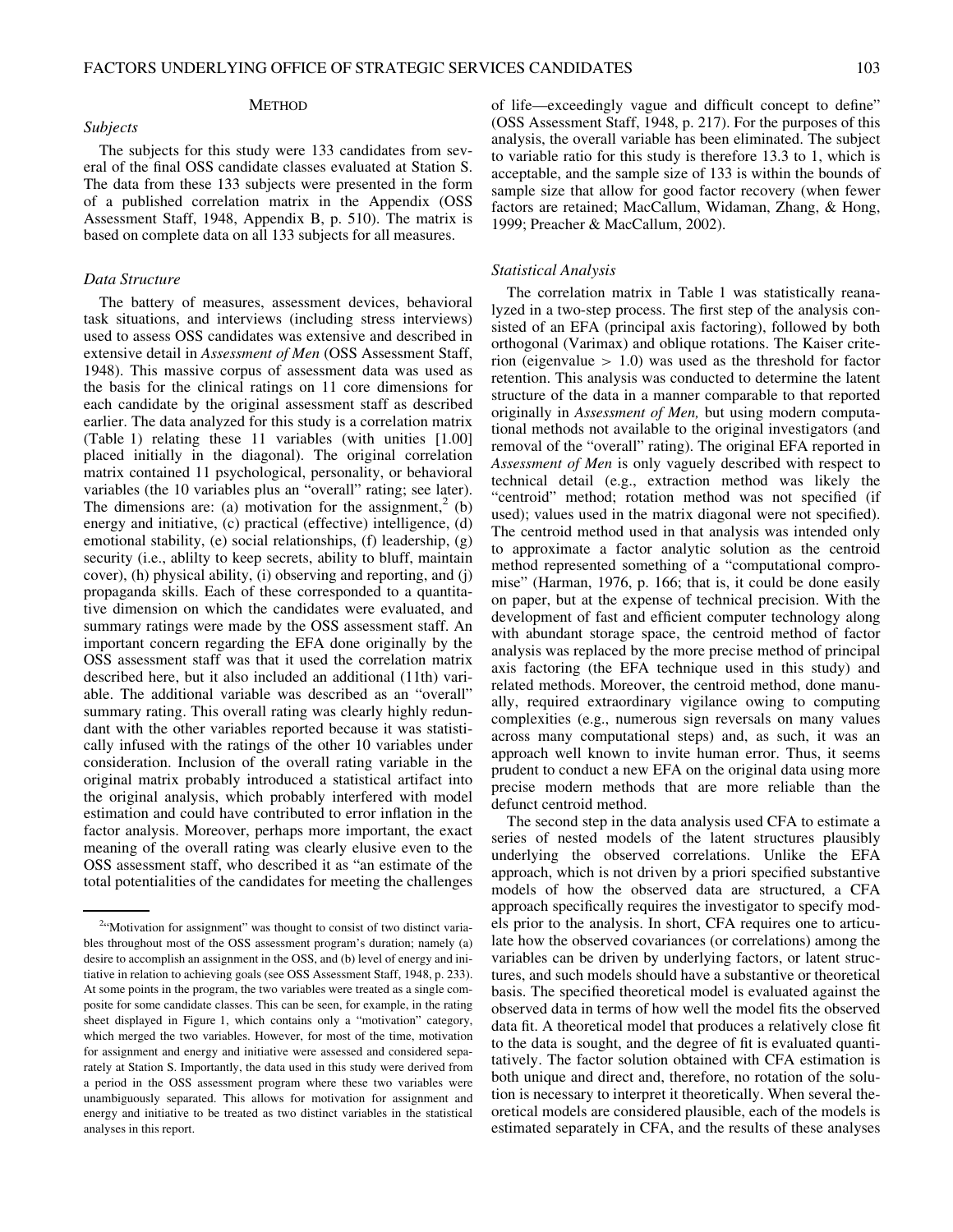## Method

### *Subjects*

The subjects for this study were 133 candidates from several of the final OSS candidate classes evaluated at Station S. The data from these 133 subjects were presented in the form of a published correlation matrix in the Appendix (OSS Assessment Staff, 1948, Appendix B, p. 510). The matrix is based on complete data on all 133 subjects for all measures.

### *Data Structure*

The battery of measures, assessment devices, behavioral task situations, and interviews (including stress interviews) used to assess OSS candidates was extensive and described in extensive detail in *Assessment of Men* (OSS Assessment Staff, 1948). This massive corpus of assessment data was used as the basis for the clinical ratings on 11 core dimensions for each candidate by the original assessment staff as described earlier. The data analyzed for this study is a correlation matrix (Table 1) relating these 11 variables (with unities [1.00] placed initially in the diagonal). The original correlation matrix contained 11 psychological, personality, or behavioral variables (the 10 variables plus an "overall" rating; see later). The dimensions are: (a) motivation for the assignment,[2] (b) energy and initiative, (c) practical (effective) intelligence, (d) emotional stability, (e) social relationships, (f) leadership, (g) security (i.e., ablilty to keep secrets, ability to bluff, maintain cover), (h) physical ability, (i) observing and reporting, and (j) propaganda skills. Each of these corresponded to a quantitative dimension on which the candidates were evaluated, and summary ratings were made by the OSS assessment staff. An important concern regarding the EFA done originally by the OSS assessment staff was that it used the correlation matrix described here, but it also included an additional (11th) variable. The additional variable was described as an "overall" summary rating. This overall rating was clearly highly redundant with the other variables reported because it was statistically infused with the ratings of the other 10 variables under consideration. Inclusion of the overall rating variable in the original matrix probably introduced a statistical artifact into the original analysis, which probably interfered with model estimation and could have contributed to error inflation in the factor analysis. Moreover, perhaps more important, the exact meaning of the overall rating was clearly elusive even to the OSS assessment staff, who described it as "an estimate of the total potentialities of the candidates for meeting the challenges of life—exceedingly vague and difficult concept to define" (OSS Assessment Staff, 1948, p. 217). For the purposes of this analysis, the overall variable has been eliminated. The subject to variable ratio for this study is therefore 13.3 to 1, which is acceptable, and the sample size of 133 is within the bounds of sample size that allow for good factor recovery (when fewer factors are retained; MacCallum, Widaman, Zhang, & Hong, 1999; Preacher & MacCallum, 2002).

### *Statistical Analysis*

The correlation matrix in Table 1 was statistically reanalyzed in a two-step process. The first step of the analysis consisted of an EFA (principal axis factoring), followed by both orthogonal (Varimax) and oblique rotations. The Kaiser criterion (eigenvalue $> 1.0$) was used as the threshold for factor retention. This analysis was conducted to determine the latent structure of the data in a manner comparable to that reported originally in *Assessment of Men,* but using modern computational methods not available to the original investigators (and removal of the "overall" rating). The original EFA reported in *Assessment of Men* is only vaguely described with respect to technical detail (e.g., extraction method was likely the "centroid" method; rotation method was not specified (if used); values used in the matrix diagonal were not specified). The centroid method used in that analysis was intended only to approximate a factor analytic solution as the centroid method represented something of a "computational compromise" (Harman, 1976, p. 166; that is, it could be done easily on paper, but at the expense of technical precision. With the development of fast and efficient computer technology along with abundant storage space, the centroid method of factor analysis was replaced by the more precise method of principal axis factoring (the EFA technique used in this study) and related methods. Moreover, the centroid method, done manually, required extraordinary vigilance owing to computing complexities (e.g., numerous sign reversals on many values across many computational steps) and, as such, it was an approach well known to invite human error. Thus, it seems prudent to conduct a new EFA on the original data using more precise modern methods that are more reliable than the defunct centroid method.

The second step in the data analysis used CFA to estimate a series of nested models of the latent structures plausibly underlying the observed correlations. Unlike the EFA approach, which is not driven by a priori specified substantive models of how the observed data are structured, a CFA approach specifically requires the investigator to specify models prior to the analysis. In short, CFA requires one to articulate how the observed covariances (or correlations) among the variables can be driven by underlying factors, or latent structures, and such models should have a substantive or theoretical basis. The specified theoretical model is evaluated against the observed data in terms of how well the model fits the observed data fit. A theoretical model that produces a relatively close fit to the data is sought, and the degree of fit is evaluated quantitatively. The factor solution obtained with CFA estimation is both unique and direct and, therefore, no rotation of the solution is necessary to interpret it theoretically. When several theoretical models are considered plausible, each of the models is estimated separately in CFA, and the results of these analyses

---

[2] "Motivation for assignment" was thought to consist of two distinct variables throughout most of the OSS assessment program's duration; namely (a) desire to accomplish an assignment in the OSS, and (b) level of energy and initiative in relation to achieving goals (see OSS Assessment Staff, 1948, p. 233). At some points in the program, the two variables were treated as a single composite for some candidate classes. This can be seen, for example, in the rating sheet displayed in Figure 1, which contains only a "motivation" category, which merged the two variables. However, for most of the time, motivation for assignment and energy and initiative were assessed and considered separately at Station S. Importantly, the data used in this study were derived from a period in the OSS assessment program where these two variables were unambiguously separated. This allows for motivation for assignment and energy and initiative to be treated as two distinct variables in the statistical analyses in this report.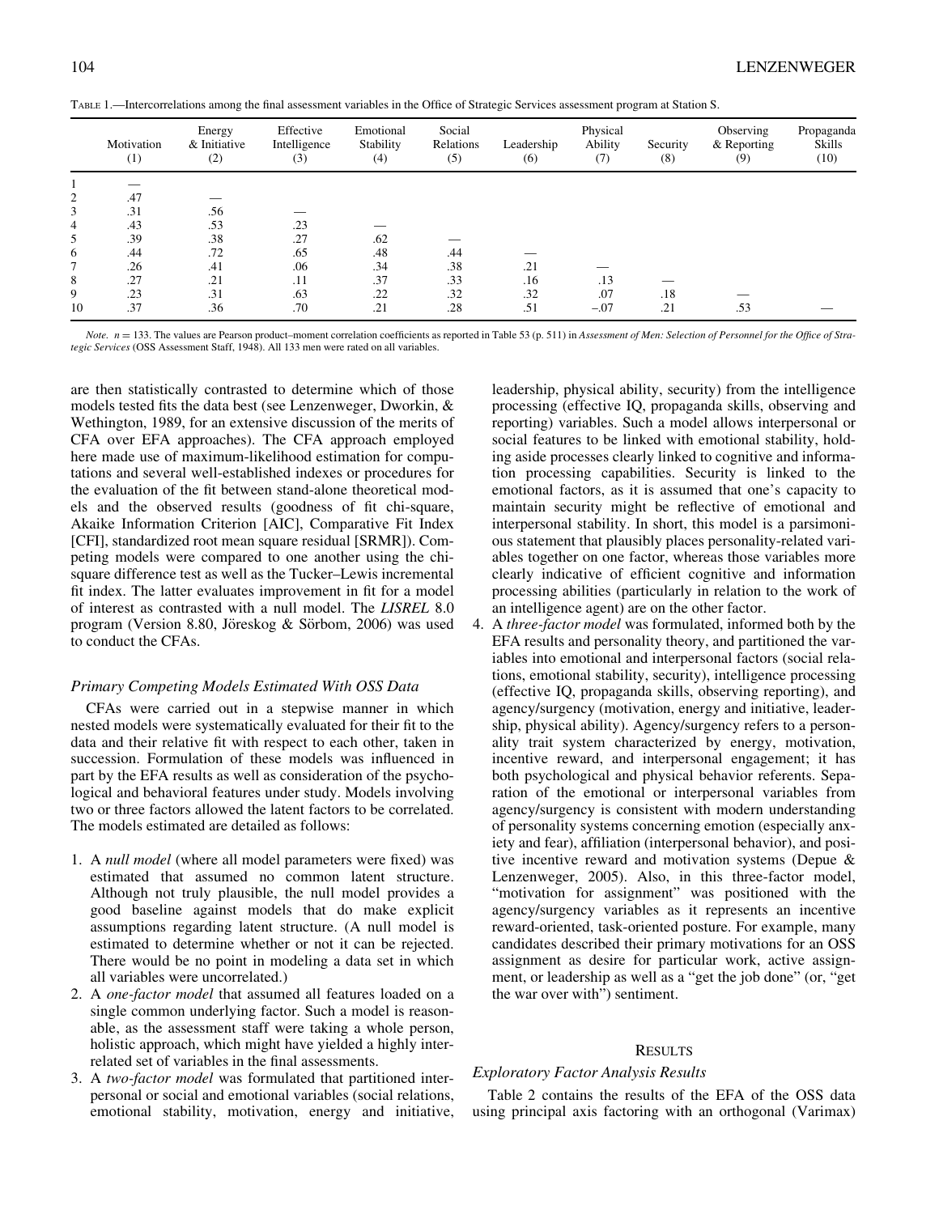TABLE 1.—Intercorrelations among the final assessment variables in the Office of Strategic Services assessment program at Station S.

| | Motivation (1) | Energy & Initiative (2) | Effective Intelligence (3) | Emotional Stability (4) | Social Relations (5) | Leadership (6) | Physical Ability (7) | Security (8) | Observing & Reporting (9) | Propaganda Skills (10) |
|---|---|---|---|---|---|---|---|---|---|---|
| 1 | — | | | | | | | | | |
| 2 | .47 | — | | | | | | | | |
| 3 | .31 | .56 | — | | | | | | | |
| 4 | .43 | .53 | .23 | — | | | | | | |
| 5 | .39 | .38 | .27 | .62 | — | | | | | |
| 6 | .44 | .72 | .65 | .48 | .44 | — | | | | |
| 7 | .26 | .41 | .06 | .34 | .38 | .21 | — | | | |
| 8 | .27 | .21 | .11 | .37 | .33 | .16 | .13 | — | | |
| 9 | .23 | .31 | .63 | .22 | .32 | .32 | .07 | .18 | — | |
| 10 | .37 | .36 | .70 | .21 | .28 | .51 | −.07 | .21 | .53 | — |

*Note.* $n = 133$. The values are Pearson product–moment correlation coefficients as reported in Table 53 (p. 511) in *Assessment of Men: Selection of Personnel for the Office of Strategic Services* (OSS Assessment Staff, 1948). All 133 men were rated on all variables.

are then statistically contrasted to determine which of those models tested fits the data best (see Lenzenweger, Dworkin, & Wethington, 1989, for an extensive discussion of the merits of CFA over EFA approaches). The CFA approach employed here made use of maximum-likelihood estimation for computations and several well-established indexes or procedures for the evaluation of the fit between stand-alone theoretical models and the observed results (goodness of fit chi-square, Akaike Information Criterion [AIC], Comparative Fit Index [CFI], standardized root mean square residual [SRMR]). Competing models were compared to one another using the chi-square difference test as well as the Tucker–Lewis incremental fit index. The latter evaluates improvement in fit for a model of interest as contrasted with a null model. The *LISREL* 8.0 program (Version 8.80, Jöreskog & Sörbom, 2006) was used to conduct the CFAs.

### *Primary Competing Models Estimated With OSS Data*

CFAs were carried out in a stepwise manner in which nested models were systematically evaluated for their fit to the data and their relative fit with respect to each other, taken in succession. Formulation of these models was influenced in part by the EFA results as well as consideration of the psychological and behavioral features under study. Models involving two or three factors allowed the latent factors to be correlated. The models estimated are detailed as follows:

1. A *null model* (where all model parameters were fixed) was estimated that assumed no common latent structure. Although not truly plausible, the null model provides a good baseline against models that do make explicit assumptions regarding latent structure. (A null model is estimated to determine whether or not it can be rejected. There would be no point in modeling a data set in which all variables were uncorrelated.)
2. A *one-factor model* that assumed all features loaded on a single common underlying factor. Such a model is reasonable, as the assessment staff were taking a whole person, holistic approach, which might have yielded a highly interrelated set of variables in the final assessments.
3. A *two-factor model* was formulated that partitioned interpersonal or social and emotional variables (social relations, emotional stability, motivation, energy and initiative, leadership, physical ability, security) from the intelligence processing (effective IQ, propaganda skills, observing and reporting) variables. Such a model allows interpersonal or social features to be linked with emotional stability, holding aside processes clearly linked to cognitive and information processing capabilities. Security is linked to the emotional factors, as it is assumed that one's capacity to maintain security might be reflective of emotional and interpersonal stability. In short, this model is a parsimonious statement that plausibly places personality-related variables together on one factor, whereas those variables more clearly indicative of efficient cognitive and information processing abilities (particularly in relation to the work of an intelligence agent) are on the other factor.
4. A *three-factor model* was formulated, informed both by the EFA results and personality theory, and partitioned the variables into emotional and interpersonal factors (social relations, emotional stability, security), intelligence processing (effective IQ, propaganda skills, observing reporting), and agency/surgency (motivation, energy and initiative, leadership, physical ability). Agency/surgency refers to a personality trait system characterized by energy, motivation, incentive reward, and interpersonal engagement; it has both psychological and physical behavior referents. Separation of the emotional or interpersonal variables from agency/surgency is consistent with modern understanding of personality systems concerning emotion (especially anxiety and fear), affiliation (interpersonal behavior), and positive incentive reward and motivation systems (Depue & Lenzenweger, 2005). Also, in this three-factor model, "motivation for assignment" was positioned with the agency/surgency variables as it represents an incentive reward-oriented, task-oriented posture. For example, many candidates described their primary motivations for an OSS assignment as desire for particular work, active assignment, or leadership as well as a "get the job done" (or, "get the war over with") sentiment.

## RESULTS

### *Exploratory Factor Analysis Results*

Table 2 contains the results of the EFA of the OSS data using principal axis factoring with an orthogonal (Varimax)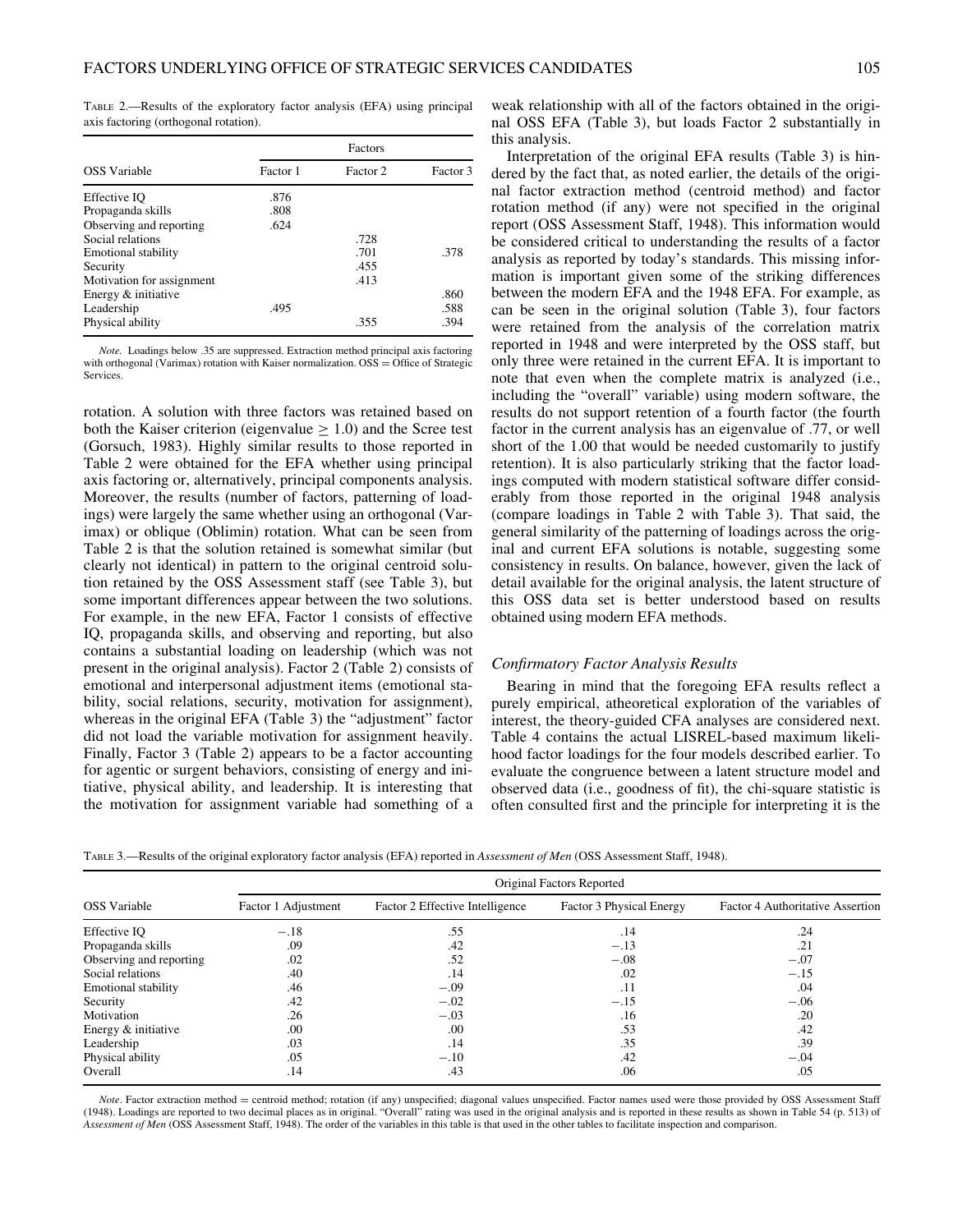TABLE 2.—Results of the exploratory factor analysis (EFA) using principal axis factoring (orthogonal rotation).

| OSS Variable | Factors | | |
|---|---|---|---|
| | Factor 1 | Factor 2 | Factor 3 |
| Effective IQ | .876 | | |
| Propaganda skills | .808 | | |
| Observing and reporting | .624 | | |
| Social relations | | .728 | |
| Emotional stability | | .701 | .378 |
| Security | | .455 | |
| Motivation for assignment | | .413 | |
| Energy & initiative | | | .860 |
| Leadership | .495 | | .588 |
| Physical ability | | .355 | .394 |

*Note.* Loadings below .35 are suppressed. Extraction method principal axis factoring with orthogonal (Varimax) rotation with Kaiser normalization. OSS = Office of Strategic Services.

rotation. A solution with three factors was retained based on both the Kaiser criterion (eigenvalue $\geq 1.0$) and the Scree test (Gorsuch, 1983). Highly similar results to those reported in Table 2 were obtained for the EFA whether using principal axis factoring or, alternatively, principal components analysis. Moreover, the results (number of factors, patterning of loadings) were largely the same whether using an orthogonal (Varimax) or oblique (Oblimin) rotation. What can be seen from Table 2 is that the solution retained is somewhat similar (but clearly not identical) in pattern to the original centroid solution retained by the OSS Assessment staff (see Table 3), but some important differences appear between the two solutions. For example, in the new EFA, Factor 1 consists of effective IQ, propaganda skills, and observing and reporting, but also contains a substantial loading on leadership (which was not present in the original analysis). Factor 2 (Table 2) consists of emotional and interpersonal adjustment items (emotional stability, social relations, security, motivation for assignment), whereas in the original EFA (Table 3) the "adjustment" factor did not load the variable motivation for assignment heavily. Finally, Factor 3 (Table 2) appears to be a factor accounting for agentic or surgent behaviors, consisting of energy and initiative, physical ability, and leadership. It is interesting that the motivation for assignment variable had something of a weak relationship with all of the factors obtained in the original OSS EFA (Table 3), but loads Factor 2 substantially in this analysis.

Interpretation of the original EFA results (Table 3) is hindered by the fact that, as noted earlier, the details of the original factor extraction method (centroid method) and factor rotation method (if any) were not specified in the original report (OSS Assessment Staff, 1948). This information would be considered critical to understanding the results of a factor analysis as reported by today's standards. This missing information is important given some of the striking differences between the modern EFA and the 1948 EFA. For example, as can be seen in the original solution (Table 3), four factors were retained from the analysis of the correlation matrix reported in 1948 and were interpreted by the OSS staff, but only three were retained in the current EFA. It is important to note that even when the complete matrix is analyzed (i.e., including the "overall" variable) using modern software, the results do not support retention of a fourth factor (the fourth factor in the current analysis has an eigenvalue of .77, or well short of the 1.00 that would be needed customarily to justify retention). It is also particularly striking that the factor loadings computed with modern statistical software differ considerably from those reported in the original 1948 analysis (compare loadings in Table 2 with Table 3). That said, the general similarity of the patterning of loadings across the original and current EFA solutions is notable, suggesting some consistency in results. On balance, however, given the lack of detail available for the original analysis, the latent structure of this OSS data set is better understood based on results obtained using modern EFA methods.

### *Confirmatory Factor Analysis Results*

Bearing in mind that the foregoing EFA results reflect a purely empirical, atheoretical exploration of the variables of interest, the theory-guided CFA analyses are considered next. Table 4 contains the actual LISREL-based maximum likelihood factor loadings for the four models described earlier. To evaluate the congruence between a latent structure model and observed data (i.e., goodness of fit), the chi-square statistic is often consulted first and the principle for interpreting it is the

TABLE 3.—Results of the original exploratory factor analysis (EFA) reported in *Assessment of Men* (OSS Assessment Staff, 1948).

| OSS Variable | Original Factors Reported | | | |
|---|---|---|---|---|
| | Factor 1 Adjustment | Factor 2 Effective Intelligence | Factor 3 Physical Energy | Factor 4 Authoritative Assertion |
| Effective IQ | −.18 | .55 | .14 | .24 |
| Propaganda skills | .09 | .42 | −.13 | .21 |
| Observing and reporting | .02 | .52 | −.08 | −.07 |
| Social relations | .40 | .14 | .02 | −.15 |
| Emotional stability | .46 | −.09 | .11 | .04 |
| Security | .42 | −.02 | −.15 | −.06 |
| Motivation | .26 | −.03 | .16 | .20 |
| Energy & initiative | .00 | .00 | .53 | .42 |
| Leadership | .03 | .14 | .35 | .39 |
| Physical ability | .05 | −.10 | .42 | −.04 |
| Overall | .14 | .43 | .06 | .05 |

*Note*. Factor extraction method = centroid method; rotation (if any) unspecified; diagonal values unspecified. Factor names used were those provided by OSS Assessment Staff (1948). Loadings are reported to two decimal places as in original. "Overall" rating was used in the original analysis and is reported in these results as shown in Table 54 (p. 513) of *Assessment of Men* (OSS Assessment Staff, 1948). The order of the variables in this table is that used in the other tables to facilitate inspection and comparison.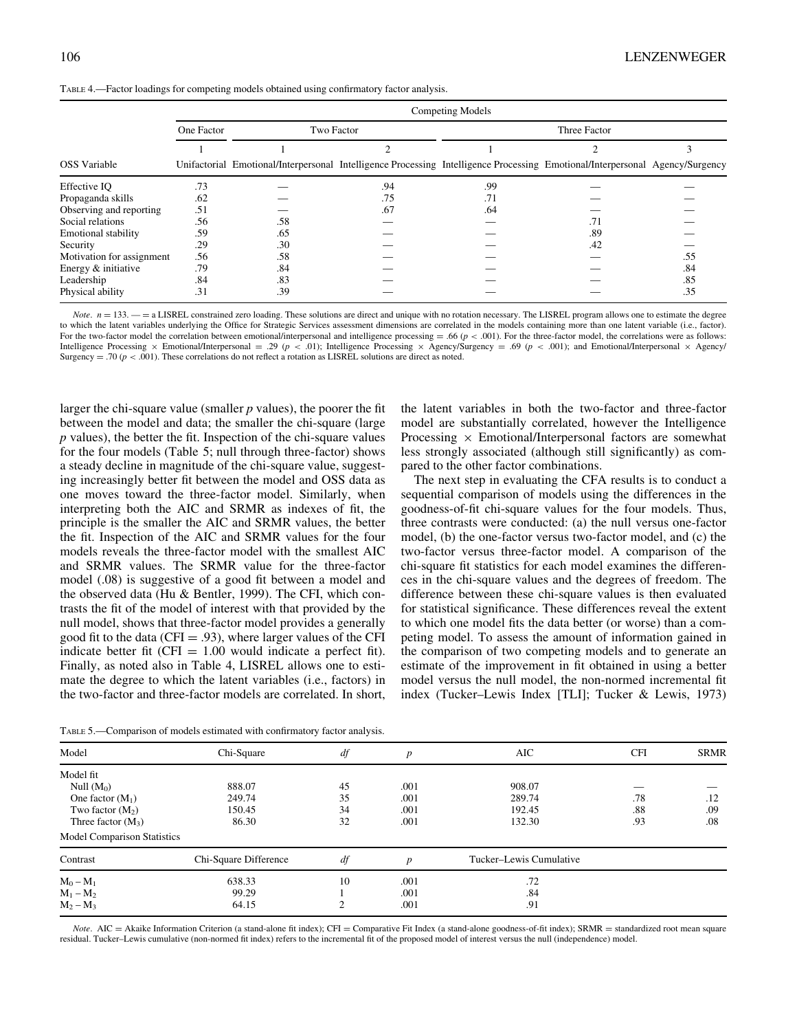TABLE 4.—Factor loadings for competing models obtained using confirmatory factor analysis.

| | Competing Models | | | | | |
|---|---|---|---|---|---|---|
| | One Factor | Two Factor | | Three Factor | | |
| | 1 | 1 | 2 | 1 | 2 | 3 |
| OSS Variable | Unifactorial | Emotional/Interpersonal | Intelligence Processing | Intelligence Processing | Emotional/Interpersonal | Agency/Surgency |
| Effective IQ | .73 | — | .94 | .99 | — | — |
| Propaganda skills | .62 | — | .75 | .71 | — | — |
| Observing and reporting | .51 | — | .67 | .64 | — | — |
| Social relations | .56 | .58 | — | — | .71 | — |
| Emotional stability | .59 | .65 | — | — | .89 | — |
| Security | .29 | .30 | — | — | .42 | — |
| Motivation for assignment | .56 | .58 | — | — | — | .55 |
| Energy & initiative | .79 | .84 | — | — | — | .84 |
| Leadership | .84 | .83 | — | — | — | .85 |
| Physical ability | .31 | .39 | — | — | — | .35 |

*Note*. $n = 133$. — = a LISREL constrained zero loading. These solutions are direct and unique with no rotation necessary. The LISREL program allows one to estimate the degree to which the latent variables underlying the Office for Strategic Services assessment dimensions are correlated in the models containing more than one latent variable (i.e., factor). For the two-factor model the correlation between emotional/interpersonal and intelligence processing = .66 ($p < .001$). For the three-factor model, the correlations were as follows: Intelligence Processing × Emotional/Interpersonal = .29 ($p < .01$); Intelligence Processing × Agency/Surgency = .69 ($p < .001$); and Emotional/Interpersonal × Agency/Surgency = .70 ($p < .001$). These correlations do not reflect a rotation as LISREL solutions are direct as noted.

larger the chi-square value (smaller *p* values), the poorer the fit between the model and data; the smaller the chi-square (large *p* values), the better the fit. Inspection of the chi-square values for the four models (Table 5; null through three-factor) shows a steady decline in magnitude of the chi-square value, suggesting increasingly better fit between the model and OSS data as one moves toward the three-factor model. Similarly, when interpreting both the AIC and SRMR as indexes of fit, the principle is the smaller the AIC and SRMR values, the better the fit. Inspection of the AIC and SRMR values for the four models reveals the three-factor model with the smallest AIC and SRMR values. The SRMR value for the three-factor model (.08) is suggestive of a good fit between a model and the observed data (Hu & Bentler, 1999). The CFI, which contrasts the fit of the model of interest with that provided by the null model, shows that three-factor model provides a generally good fit to the data (CFI = .93), where larger values of the CFI indicate better fit (CFI = 1.00 would indicate a perfect fit). Finally, as noted also in Table 4, LISREL allows one to estimate the degree to which the latent variables (i.e., factors) in the two-factor and three-factor models are correlated. In short, the latent variables in both the two-factor and three-factor model are substantially correlated, however the Intelligence Processing × Emotional/Interpersonal factors are somewhat less strongly associated (although still significantly) as compared to the other factor combinations.

The next step in evaluating the CFA results is to conduct a sequential comparison of models using the differences in the goodness-of-fit chi-square values for the four models. Thus, three contrasts were conducted: (a) the null versus one-factor model, (b) the one-factor versus two-factor model, and (c) the two-factor versus three-factor model. A comparison of the chi-square fit statistics for each model examines the differences in the chi-square values and the degrees of freedom. The difference between these chi-square values is then evaluated for statistical significance. These differences reveal the extent to which one model fits the data better (or worse) than a competing model. To assess the amount of information gained in the comparison of two competing models and to generate an estimate of the improvement in fit obtained in using a better model versus the null model, the non-normed incremental fit index (Tucker–Lewis Index [TLI]; Tucker & Lewis, 1973)

TABLE 5.—Comparison of models estimated with confirmatory factor analysis.

| Model | Chi-Square | *df* | *p* | AIC | CFI | SRMR |
|---|---|---|---|---|---|---|
| Model fit | | | | | | |
| Null ($M_0$) | 888.07 | 45 | .001 | 908.07 | — | — |
| One factor ($M_1$) | 249.74 | 35 | .001 | 289.74 | .78 | .12 |
| Two factor ($M_2$) | 150.45 | 34 | .001 | 192.45 | .88 | .09 |
| Three factor ($M_3$) | 86.30 | 32 | .001 | 132.30 | .93 | .08 |
| Model Comparison Statistics | | | | | | |
| Contrast | Chi-Square Difference | *df* | *p* | Tucker–Lewis Cumulative | | |
| $M_0 - M_1$ | 638.33 | 10 | .001 | .72 | | |
| $M_1 - M_2$ | 99.29 | 1 | .001 | .84 | | |
| $M_2 - M_3$ | 64.15 | 2 | .001 | .91 | | |

*Note*. AIC = Akaike Information Criterion (a stand-alone fit index); CFI = Comparative Fit Index (a stand-alone goodness-of-fit index); SRMR = standardized root mean square residual. Tucker–Lewis cumulative (non-normed fit index) refers to the incremental fit of the proposed model of interest versus the null (independence) model.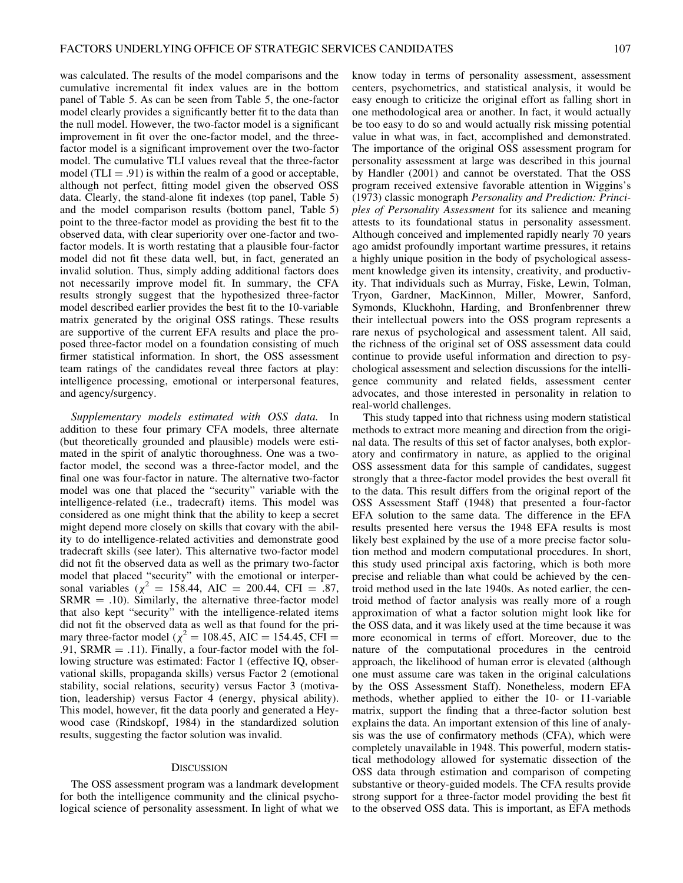was calculated. The results of the model comparisons and the cumulative incremental fit index values are in the bottom panel of Table 5. As can be seen from Table 5, the one-factor model clearly provides a significantly better fit to the data than the null model. However, the two-factor model is a significant improvement in fit over the one-factor model, and the three-factor model is a significant improvement over the two-factor model. The cumulative TLI values reveal that the three-factor model (TLI = .91) is within the realm of a good or acceptable, although not perfect, fitting model given the observed OSS data. Clearly, the stand-alone fit indexes (top panel, Table 5) and the model comparison results (bottom panel, Table 5) point to the three-factor model as providing the best fit to the observed data, with clear superiority over one-factor and two-factor models. It is worth restating that a plausible four-factor model did not fit these data well, but, in fact, generated an invalid solution. Thus, simply adding additional factors does not necessarily improve model fit. In summary, the CFA results strongly suggest that the hypothesized three-factor model described earlier provides the best fit to the 10-variable matrix generated by the original OSS ratings. These results are supportive of the current EFA results and place the proposed three-factor model on a foundation consisting of much firmer statistical information. In short, the OSS assessment team ratings of the candidates reveal three factors at play: intelligence processing, emotional or interpersonal features, and agency/surgency.

*Supplementary models estimated with OSS data.* In addition to these four primary CFA models, three alternate (but theoretically grounded and plausible) models were estimated in the spirit of analytic thoroughness. One was a two-factor model, the second was a three-factor model, and the final one was four-factor in nature. The alternative two-factor model was one that placed the "security" variable with the intelligence-related (i.e., tradecraft) items. This model was considered as one might think that the ability to keep a secret might depend more closely on skills that covary with the ability to do intelligence-related activities and demonstrate good tradecraft skills (see later). This alternative two-factor model did not fit the observed data as well as the primary two-factor model that placed "security" with the emotional or interpersonal variables ($\chi^2$ = 158.44, AIC = 200.44, CFI = .87, SRMR = .10). Similarly, the alternative three-factor model that also kept "security" with the intelligence-related items did not fit the observed data as well as that found for the primary three-factor model ($\chi^2$ = 108.45, AIC = 154.45, CFI = .91, SRMR = .11). Finally, a four-factor model with the following structure was estimated: Factor 1 (effective IQ, observational skills, propaganda skills) versus Factor 2 (emotional stability, social relations, security) versus Factor 3 (motivation, leadership) versus Factor 4 (energy, physical ability). This model, however, fit the data poorly and generated a Heywood case (Rindskopf, 1984) in the standardized solution results, suggesting the factor solution was invalid.

## Discussion

The OSS assessment program was a landmark development for both the intelligence community and the clinical psychological science of personality assessment. In light of what we know today in terms of personality assessment, assessment centers, psychometrics, and statistical analysis, it would be easy enough to criticize the original effort as falling short in one methodological area or another. In fact, it would actually be too easy to do so and would actually risk missing potential value in what was, in fact, accomplished and demonstrated. The importance of the original OSS assessment program for personality assessment at large was described in this journal by Handler (2001) and cannot be overstated. That the OSS program received extensive favorable attention in Wiggins's (1973) classic monograph *Personality and Prediction: Principles of Personality Assessment* for its salience and meaning attests to its foundational status in personality assessment. Although conceived and implemented rapidly nearly 70 years ago amidst profoundly important wartime pressures, it retains a highly unique position in the body of psychological assessment knowledge given its intensity, creativity, and productivity. That individuals such as Murray, Fiske, Lewin, Tolman, Tryon, Gardner, MacKinnon, Miller, Mowrer, Sanford, Symonds, Kluckhohn, Harding, and Bronfenbrenner threw their intellectual powers into the OSS program represents a rare nexus of psychological and assessment talent. All said, the richness of the original set of OSS assessment data could continue to provide useful information and direction to psychological assessment and selection discussions for the intelligence community and related fields, assessment center advocates, and those interested in personality in relation to real-world challenges.

This study tapped into that richness using modern statistical methods to extract more meaning and direction from the original data. The results of this set of factor analyses, both exploratory and confirmatory in nature, as applied to the original OSS assessment data for this sample of candidates, suggest strongly that a three-factor model provides the best overall fit to the data. This result differs from the original report of the OSS Assessment Staff (1948) that presented a four-factor EFA solution to the same data. The difference in the EFA results presented here versus the 1948 EFA results is most likely best explained by the use of a more precise factor solution method and modern computational procedures. In short, this study used principal axis factoring, which is both more precise and reliable than what could be achieved by the centroid method used in the late 1940s. As noted earlier, the centroid method of factor analysis was really more of a rough approximation of what a factor solution might look like for the OSS data, and it was likely used at the time because it was more economical in terms of effort. Moreover, due to the nature of the computational procedures in the centroid approach, the likelihood of human error is elevated (although one must assume care was taken in the original calculations by the OSS Assessment Staff). Nonetheless, modern EFA methods, whether applied to either the 10- or 11-variable matrix, support the finding that a three-factor solution best explains the data. An important extension of this line of analysis was the use of confirmatory methods (CFA), which were completely unavailable in 1948. This powerful, modern statistical methodology allowed for systematic dissection of the OSS data through estimation and comparison of competing substantive or theory-guided models. The CFA results provide strong support for a three-factor model providing the best fit to the observed OSS data. This is important, as EFA methods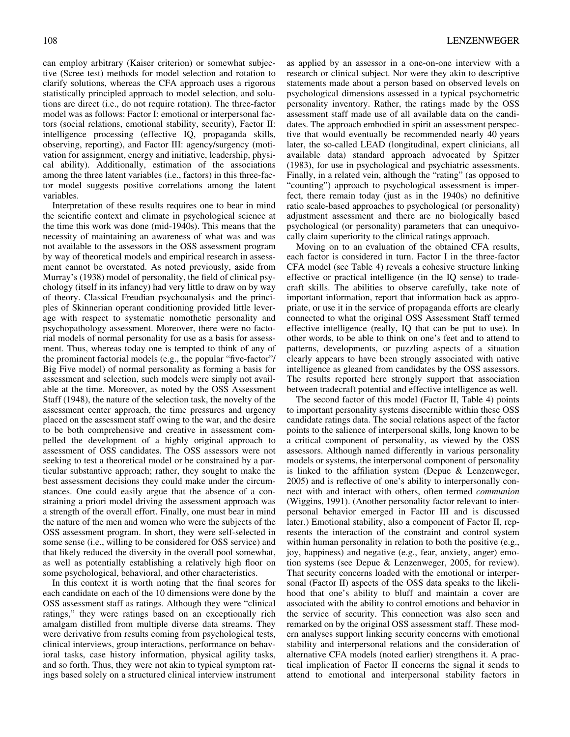can employ arbitrary (Kaiser criterion) or somewhat subjective (Scree test) methods for model selection and rotation to clarify solutions, whereas the CFA approach uses a rigorous statistically principled approach to model selection, and solutions are direct (i.e., do not require rotation). The three-factor model was as follows: Factor I: emotional or interpersonal factors (social relations, emotional stability, security), Factor II: intelligence processing (effective IQ, propaganda skills, observing, reporting), and Factor III: agency/surgency (motivation for assignment, energy and initiative, leadership, physical ability). Additionally, estimation of the associations among the three latent variables (i.e., factors) in this three-factor model suggests positive correlations among the latent variables.

Interpretation of these results requires one to bear in mind the scientific context and climate in psychological science at the time this work was done (mid-1940s). This means that the necessity of maintaining an awareness of what was and was not available to the assessors in the OSS assessment program by way of theoretical models and empirical research in assessment cannot be overstated. As noted previously, aside from Murray's (1938) model of personality, the field of clinical psychology (itself in its infancy) had very little to draw on by way of theory. Classical Freudian psychoanalysis and the principles of Skinnerian operant conditioning provided little leverage with respect to systematic nomothetic personality and psychopathology assessment. Moreover, there were no factorial models of normal personality for use as a basis for assessment. Thus, whereas today one is tempted to think of any of the prominent factorial models (e.g., the popular "five-factor"/Big Five model) of normal personality as forming a basis for assessment and selection, such models were simply not available at the time. Moreover, as noted by the OSS Assessment Staff (1948), the nature of the selection task, the novelty of the assessment center approach, the time pressures and urgency placed on the assessment staff owing to the war, and the desire to be both comprehensive and creative in assessment compelled the development of a highly original approach to assessment of OSS candidates. The OSS assessors were not seeking to test a theoretical model or be constrained by a particular substantive approach; rather, they sought to make the best assessment decisions they could make under the circumstances. One could easily argue that the absence of a constraining a priori model driving the assessment approach was a strength of the overall effort. Finally, one must bear in mind the nature of the men and women who were the subjects of the OSS assessment program. In short, they were self-selected in some sense (i.e., willing to be considered for OSS service) and that likely reduced the diversity in the overall pool somewhat, as well as potentially establishing a relatively high floor on some psychological, behavioral, and other characteristics.

In this context it is worth noting that the final scores for each candidate on each of the 10 dimensions were done by the OSS assessment staff as ratings. Although they were "clinical ratings," they were ratings based on an exceptionally rich amalgam distilled from multiple diverse data streams. They were derivative from results coming from psychological tests, clinical interviews, group interactions, performance on behavioral tasks, case history information, physical agility tasks, and so forth. Thus, they were not akin to typical symptom ratings based solely on a structured clinical interview instrument as applied by an assessor in a one-on-one interview with a research or clinical subject. Nor were they akin to descriptive statements made about a person based on observed levels on psychological dimensions assessed in a typical psychometric personality inventory. Rather, the ratings made by the OSS assessment staff made use of all available data on the candidates. The approach embodied in spirit an assessment perspective that would eventually be recommended nearly 40 years later, the so-called LEAD (longitudinal, expert clinicians, all available data) standard approach advocated by Spitzer (1983), for use in psychological and psychiatric assessments. Finally, in a related vein, although the "rating" (as opposed to "counting") approach to psychological assessment is imperfect, there remain today (just as in the 1940s) no definitive ratio scale-based approaches to psychological (or personality) adjustment assessment and there are no biologically based psychological (or personality) parameters that can unequivocally claim superiority to the clinical ratings approach.

Moving on to an evaluation of the obtained CFA results, each factor is considered in turn. Factor I in the three-factor CFA model (see Table 4) reveals a cohesive structure linking effective or practical intelligence (in the IQ sense) to tradecraft skills. The abilities to observe carefully, take note of important information, report that information back as appropriate, or use it in the service of propaganda efforts are clearly connected to what the original OSS Assessment Staff termed effective intelligence (really, IQ that can be put to use). In other words, to be able to think on one's feet and to attend to patterns, developments, or puzzling aspects of a situation clearly appears to have been strongly associated with native intelligence as gleaned from candidates by the OSS assessors. The results reported here strongly support that association between tradecraft potential and effective intelligence as well.

The second factor of this model (Factor II, Table 4) points to important personality systems discernible within these OSS candidate ratings data. The social relations aspect of the factor points to the salience of interpersonal skills, long known to be a critical component of personality, as viewed by the OSS assessors. Although named differently in various personality models or systems, the interpersonal component of personality is linked to the affiliation system (Depue & Lenzenweger, 2005) and is reflective of one's ability to interpersonally connect with and interact with others, often termed *communion* (Wiggins, 1991). (Another personality factor relevant to interpersonal behavior emerged in Factor III and is discussed later.) Emotional stability, also a component of Factor II, represents the interaction of the constraint and control system within human personality in relation to both the positive (e.g., joy, happiness) and negative (e.g., fear, anxiety, anger) emotion systems (see Depue & Lenzenweger, 2005, for review). That security concerns loaded with the emotional or interpersonal (Factor II) aspects of the OSS data speaks to the likelihood that one's ability to bluff and maintain a cover are associated with the ability to control emotions and behavior in the service of security. This connection was also seen and remarked on by the original OSS assessment staff. These modern analyses support linking security concerns with emotional stability and interpersonal relations and the consideration of alternative CFA models (noted earlier) strengthens it. A practical implication of Factor II concerns the signal it sends to attend to emotional and interpersonal stability factors in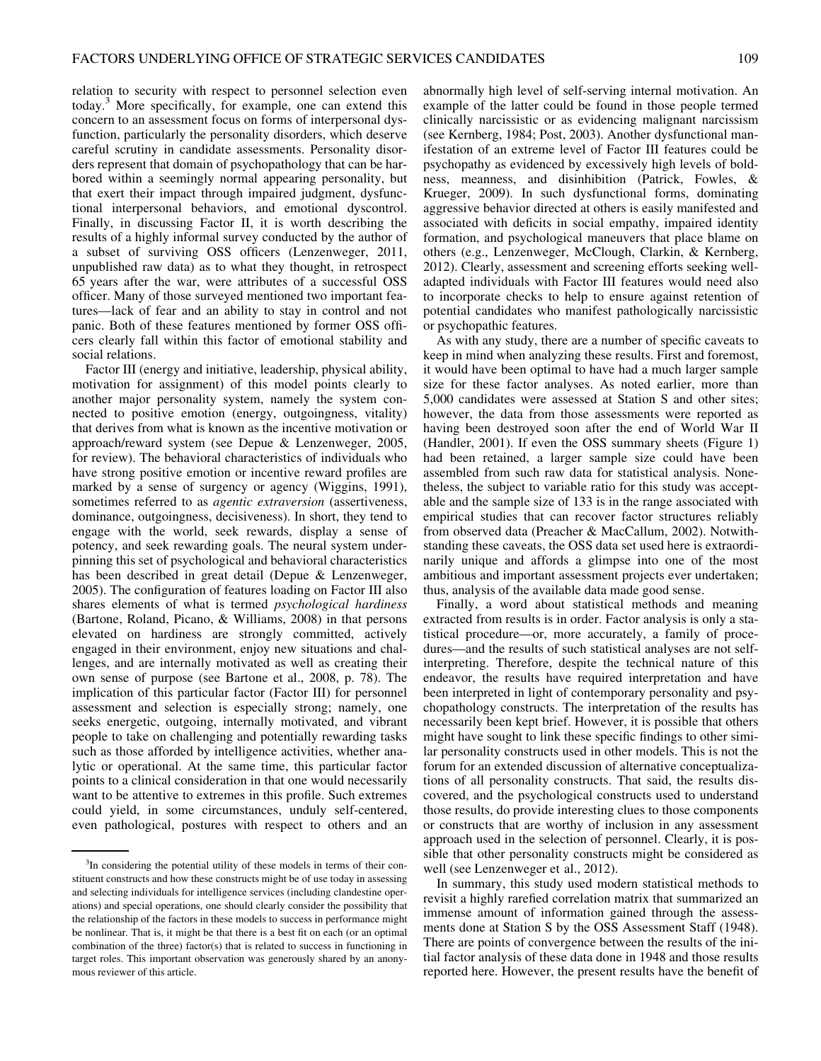relation to security with respect to personnel selection even today.[3] More specifically, for example, one can extend this concern to an assessment focus on forms of interpersonal dysfunction, particularly the personality disorders, which deserve careful scrutiny in candidate assessments. Personality disorders represent that domain of psychopathology that can be harbored within a seemingly normal appearing personality, but that exert their impact through impaired judgment, dysfunctional interpersonal behaviors, and emotional dyscontrol. Finally, in discussing Factor II, it is worth describing the results of a highly informal survey conducted by the author of a subset of surviving OSS officers (Lenzenweger, 2011, unpublished raw data) as to what they thought, in retrospect 65 years after the war, were attributes of a successful OSS officer. Many of those surveyed mentioned two important features—lack of fear and an ability to stay in control and not panic. Both of these features mentioned by former OSS officers clearly fall within this factor of emotional stability and social relations.

Factor III (energy and initiative, leadership, physical ability, motivation for assignment) of this model points clearly to another major personality system, namely the system connected to positive emotion (energy, outgoingness, vitality) that derives from what is known as the incentive motivation or approach/reward system (see Depue & Lenzenweger, 2005, for review). The behavioral characteristics of individuals who have strong positive emotion or incentive reward profiles are marked by a sense of surgency or agency (Wiggins, 1991), sometimes referred to as *agentic extraversion* (assertiveness, dominance, outgoingness, decisiveness). In short, they tend to engage with the world, seek rewards, display a sense of potency, and seek rewarding goals. The neural system underpinning this set of psychological and behavioral characteristics has been described in great detail (Depue & Lenzenweger, 2005). The configuration of features loading on Factor III also shares elements of what is termed *psychological hardiness* (Bartone, Roland, Picano, & Williams, 2008) in that persons elevated on hardiness are strongly committed, actively engaged in their environment, enjoy new situations and challenges, and are internally motivated as well as creating their own sense of purpose (see Bartone et al., 2008, p. 78). The implication of this particular factor (Factor III) for personnel assessment and selection is especially strong; namely, one seeks energetic, outgoing, internally motivated, and vibrant people to take on challenging and potentially rewarding tasks such as those afforded by intelligence activities, whether analytic or operational. At the same time, this particular factor points to a clinical consideration in that one would necessarily want to be attentive to extremes in this profile. Such extremes could yield, in some circumstances, unduly self-centered, even pathological, postures with respect to others and an abnormally high level of self-serving internal motivation. An example of the latter could be found in those people termed clinically narcissistic or as evidencing malignant narcissism (see Kernberg, 1984; Post, 2003). Another dysfunctional manifestation of an extreme level of Factor III features could be psychopathy as evidenced by excessively high levels of boldness, meanness, and disinhibition (Patrick, Fowles, & Krueger, 2009). In such dysfunctional forms, dominating aggressive behavior directed at others is easily manifested and associated with deficits in social empathy, impaired identity formation, and psychological maneuvers that place blame on others (e.g., Lenzenweger, McClough, Clarkin, & Kernberg, 2012). Clearly, assessment and screening efforts seeking well-adapted individuals with Factor III features would need also to incorporate checks to help to ensure against retention of potential candidates who manifest pathologically narcissistic or psychopathic features.

As with any study, there are a number of specific caveats to keep in mind when analyzing these results. First and foremost, it would have been optimal to have had a much larger sample size for these factor analyses. As noted earlier, more than 5,000 candidates were assessed at Station S and other sites; however, the data from those assessments were reported as having been destroyed soon after the end of World War II (Handler, 2001). If even the OSS summary sheets (Figure 1) had been retained, a larger sample size could have been assembled from such raw data for statistical analysis. Nonetheless, the subject to variable ratio for this study was acceptable and the sample size of 133 is in the range associated with empirical studies that can recover factor structures reliably from observed data (Preacher & MacCallum, 2002). Notwithstanding these caveats, the OSS data set used here is extraordinarily unique and affords a glimpse into one of the most ambitious and important assessment projects ever undertaken; thus, analysis of the available data made good sense.

Finally, a word about statistical methods and meaning extracted from results is in order. Factor analysis is only a statistical procedure—or, more accurately, a family of procedures—and the results of such statistical analyses are not self-interpreting. Therefore, despite the technical nature of this endeavor, the results have required interpretation and have been interpreted in light of contemporary personality and psychopathology constructs. The interpretation of the results has necessarily been kept brief. However, it is possible that others might have sought to link these specific findings to other similar personality constructs used in other models. This is not the forum for an extended discussion of alternative conceptualizations of all personality constructs. That said, the results discovered, and the psychological constructs used to understand those results, do provide interesting clues to those components or constructs that are worthy of inclusion in any assessment approach used in the selection of personnel. Clearly, it is possible that other personality constructs might be considered as well (see Lenzenweger et al., 2012).

In summary, this study used modern statistical methods to revisit a highly rarefied correlation matrix that summarized an immense amount of information gained through the assessments done at Station S by the OSS Assessment Staff (1948). There are points of convergence between the results of the initial factor analysis of these data done in 1948 and those results reported here. However, the present results have the benefit of

---

[3] In considering the potential utility of these models in terms of their constituent constructs and how these constructs might be of use today in assessing and selecting individuals for intelligence services (including clandestine operations) and special operations, one should clearly consider the possibility that the relationship of the factors in these models to success in performance might be nonlinear. That is, it might be that there is a best fit on each (or an optimal combination of the three) factor(s) that is related to success in functioning in target roles. This important observation was generously shared by an anonymous reviewer of this article.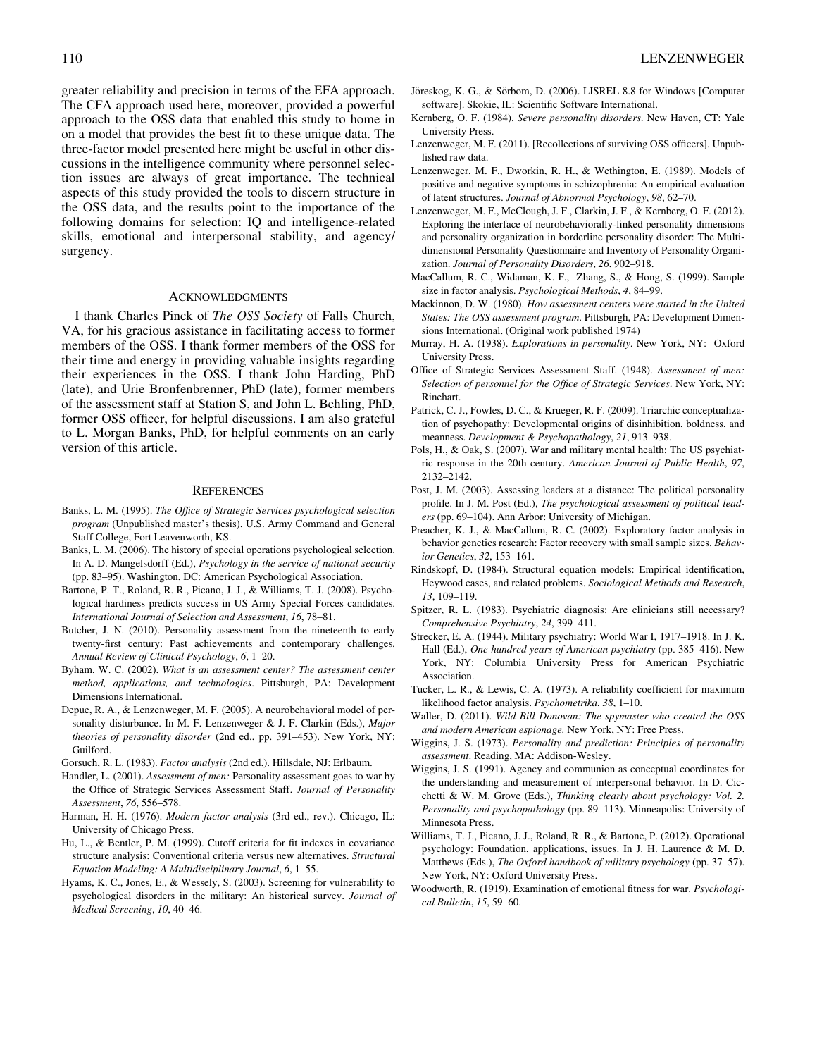greater reliability and precision in terms of the EFA approach. The CFA approach used here, moreover, provided a powerful approach to the OSS data that enabled this study to home in on a model that provides the best fit to these unique data. The three-factor model presented here might be useful in other discussions in the intelligence community where personnel selection issues are always of great importance. The technical aspects of this study provided the tools to discern structure in the OSS data, and the results point to the importance of the following domains for selection: IQ and intelligence-related skills, emotional and interpersonal stability, and agency/surgency.

## Acknowledgments

I thank Charles Pinck of *The OSS Society* of Falls Church, VA, for his gracious assistance in facilitating access to former members of the OSS. I thank former members of the OSS for their time and energy in providing valuable insights regarding their experiences in the OSS. I thank John Harding, PhD (late), and Urie Bronfenbrenner, PhD (late), former members of the assessment staff at Station S, and John L. Behling, PhD, former OSS officer, for helpful discussions. I am also grateful to L. Morgan Banks, PhD, for helpful comments on an early version of this article.

## References

Banks, L. M. (1995). *The Office of Strategic Services psychological selection program* (Unpublished master's thesis). U.S. Army Command and General Staff College, Fort Leavenworth, KS.

Banks, L. M. (2006). The history of special operations psychological selection. In A. D. Mangelsdorff (Ed.), *Psychology in the service of national security* (pp. 83–95). Washington, DC: American Psychological Association.

Bartone, P. T., Roland, R. R., Picano, J. J., & Williams, T. J. (2008). Psychological hardiness predicts success in US Army Special Forces candidates. *International Journal of Selection and Assessment*, *16*, 78–81.

Butcher, J. N. (2010). Personality assessment from the nineteenth to early twenty-first century: Past achievements and contemporary challenges. *Annual Review of Clinical Psychology*, *6*, 1–20.

Byham, W. C. (2002). *What is an assessment center? The assessment center method, applications, and technologies*. Pittsburgh, PA: Development Dimensions International.

Depue, R. A., & Lenzenweger, M. F. (2005). A neurobehavioral model of personality disturbance. In M. F. Lenzenweger & J. F. Clarkin (Eds.), *Major theories of personality disorder* (2nd ed., pp. 391–453). New York, NY: Guilford.

Gorsuch, R. L. (1983). *Factor analysis* (2nd ed.). Hillsdale, NJ: Erlbaum.

Handler, L. (2001). *Assessment of men:* Personality assessment goes to war by the Office of Strategic Services Assessment Staff. *Journal of Personality Assessment*, *76*, 556–578.

Harman, H. H. (1976). *Modern factor analysis* (3rd ed., rev.). Chicago, IL: University of Chicago Press.

Hu, L., & Bentler, P. M. (1999). Cutoff criteria for fit indexes in covariance structure analysis: Conventional criteria versus new alternatives. *Structural Equation Modeling: A Multidisciplinary Journal*, *6*, 1–55.

Hyams, K. C., Jones, E., & Wessely, S. (2003). Screening for vulnerability to psychological disorders in the military: An historical survey. *Journal of Medical Screening*, *10*, 40–46.

Jöreskog, K. G., & Sörbom, D. (2006). LISREL 8.8 for Windows [Computer software]. Skokie, IL: Scientific Software International.

Kernberg, O. F. (1984). *Severe personality disorders*. New Haven, CT: Yale University Press.

Lenzenweger, M. F. (2011). [Recollections of surviving OSS officers]. Unpublished raw data.

Lenzenweger, M. F., Dworkin, R. H., & Wethington, E. (1989). Models of positive and negative symptoms in schizophrenia: An empirical evaluation of latent structures. *Journal of Abnormal Psychology*, *98*, 62–70.

Lenzenweger, M. F., McClough, J. F., Clarkin, J. F., & Kernberg, O. F. (2012). Exploring the interface of neurobehaviorally-linked personality dimensions and personality organization in borderline personality disorder: The Multidimensional Personality Questionnaire and Inventory of Personality Organization. *Journal of Personality Disorders*, *26*, 902–918.

MacCallum, R. C., Widaman, K. F., Zhang, S., & Hong, S. (1999). Sample size in factor analysis. *Psychological Methods*, *4*, 84–99.

Mackinnon, D. W. (1980). *How assessment centers were started in the United States: The OSS assessment program*. Pittsburgh, PA: Development Dimensions International. (Original work published 1974)

Murray, H. A. (1938). *Explorations in personality*. New York, NY: Oxford University Press.

Office of Strategic Services Assessment Staff. (1948). *Assessment of men: Selection of personnel for the Office of Strategic Services*. New York, NY: Rinehart.

Patrick, C. J., Fowles, D. C., & Krueger, R. F. (2009). Triarchic conceptualization of psychopathy: Developmental origins of disinhibition, boldness, and meanness. *Development & Psychopathology*, *21*, 913–938.

Pols, H., & Oak, S. (2007). War and military mental health: The US psychiatric response in the 20th century. *American Journal of Public Health*, *97*, 2132–2142.

Post, J. M. (2003). Assessing leaders at a distance: The political personality profile. In J. M. Post (Ed.), *The psychological assessment of political leaders* (pp. 69–104). Ann Arbor: University of Michigan.

Preacher, K. J., & MacCallum, R. C. (2002). Exploratory factor analysis in behavior genetics research: Factor recovery with small sample sizes. *Behavior Genetics*, *32*, 153–161.

Rindskopf, D. (1984). Structural equation models: Empirical identification, Heywood cases, and related problems. *Sociological Methods and Research*, *13*, 109–119.

Spitzer, R. L. (1983). Psychiatric diagnosis: Are clinicians still necessary? *Comprehensive Psychiatry*, *24*, 399–411.

Strecker, E. A. (1944). Military psychiatry: World War I, 1917–1918. In J. K. Hall (Ed.), *One hundred years of American psychiatry* (pp. 385–416). New York, NY: Columbia University Press for American Psychiatric Association.

Tucker, L. R., & Lewis, C. A. (1973). A reliability coefficient for maximum likelihood factor analysis. *Psychometrika*, *38*, 1–10.

Waller, D. (2011). *Wild Bill Donovan: The spymaster who created the OSS and modern American espionage.* New York, NY: Free Press.

Wiggins, J. S. (1973). *Personality and prediction: Principles of personality assessment*. Reading, MA: Addison-Wesley.

Wiggins, J. S. (1991). Agency and communion as conceptual coordinates for the understanding and measurement of interpersonal behavior. In D. Cicchetti & W. M. Grove (Eds.), *Thinking clearly about psychology: Vol. 2. Personality and psychopathology* (pp. 89–113). Minneapolis: University of Minnesota Press.

Williams, T. J., Picano, J. J., Roland, R. R., & Bartone, P. (2012). Operational psychology: Foundation, applications, issues. In J. H. Laurence & M. D. Matthews (Eds.), *The Oxford handbook of military psychology* (pp. 37–57). New York, NY: Oxford University Press.

Woodworth, R. (1919). Examination of emotional fitness for war. *Psychological Bulletin*, *15*, 59–60.